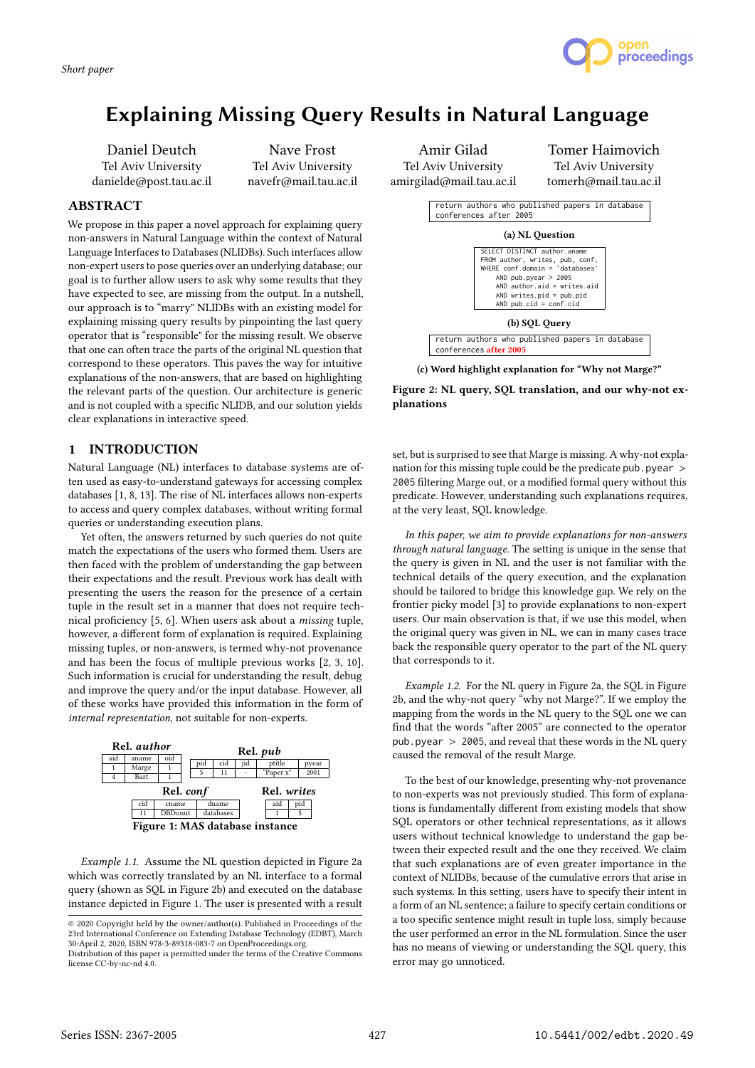*Short paper*

# Explaining Missing Query Results in Natural Language

Daniel Deutch
Tel Aviv University
danielde@post.tau.ac.il

Nave Frost
Tel Aviv University
navefr@mail.tau.ac.il

Amir Gilad
Tel Aviv University
amirgilad@mail.tau.ac.il

Tomer Haimovich
Tel Aviv University
tomerh@mail.tau.ac.il

## ABSTRACT

We propose in this paper a novel approach for explaining query non-answers in Natural Language within the context of Natural Language Interfaces to Databases (NLIDBs). Such interfaces allow non-expert users to pose queries over an underlying database; our goal is to further allow users to ask why some results that they have expected to see, are missing from the output. In a nutshell, our approach is to "marry" NLIDBs with an existing model for explaining missing query results by pinpointing the last query operator that is "responsible" for the missing result. We observe that one can often trace the parts of the original NL question that correspond to these operators. This paves the way for intuitive explanations of the non-answers, that are based on highlighting the relevant parts of the question. Our architecture is generic and is not coupled with a specific NLIDB, and our solution yields clear explanations in interactive speed.

## 1 INTRODUCTION

Natural Language (NL) interfaces to database systems are often used as easy-to-understand gateways for accessing complex databases [1, 8, 13]. The rise of NL interfaces allows non-experts to access and query complex databases, without writing formal queries or understanding execution plans.

Yet often, the answers returned by such queries do not quite match the expectations of the users who formed them. Users are then faced with the problem of understanding the gap between their expectations and the result. Previous work has dealt with presenting the users the reason for the presence of a certain tuple in the result set in a manner that does not require technical proficiency [5, 6]. When users ask about a *missing* tuple, however, a different form of explanation is required. Explaining missing tuples, or non-answers, is termed why-not provenance and has been the focus of multiple previous works [2, 3, 10]. Such information is crucial for understanding the result, debug and improve the query and/or the input database. However, all of these works have provided this information in the form of *internal representation*, not suitable for non-experts.

**Rel. *author***

| aid | aname | oid |
|---|---|---|
| 1 | Marge | 1 |
| 4 | Bart | 1 |

**Rel. *pub***

| pid | cid | jid | ptitle | pyear |
|---|---|---|---|---|
| 5 | 11 | - | "Paper x" | 2001 |

**Rel. *conf***

| cid | cname | dname |
|---|---|---|
| 11 | DBDonut | databases |

**Rel. *writes***

| aid | pid |
|---|---|
| 1 | 5 |

**Figure 1: MAS database instance**

*Example 1.1.* Assume the NL question depicted in Figure 2a which was correctly translated by an NL interface to a formal query (shown as SQL in Figure 2b) and executed on the database instance depicted in Figure 1. The user is presented with a result

```
return authors who published papers in database
conferences after 2005
```

**(a) NL Question**

```
SELECT DISTINCT author.aname
FROM author, writes, pub, conf,
WHERE conf.domain = 'databases'
    AND pub.pyear > 2005
    AND author.aid = writes.aid
    AND writes.pid = pub.pid
    AND pub.cid = conf.cid
```

**(b) SQL Query**

```
return authors who published papers in database
conferences after 2005
```

**(c) Word highlight explanation for "Why not Marge?"**

**Figure 2: NL query, SQL translation, and our why-not explanations**

set, but is surprised to see that Marge is missing. A why-not explanation for this missing tuple could be the predicate `pub.pyear > 2005` filtering Marge out, or a modified formal query without this predicate. However, understanding such explanations requires, at the very least, SQL knowledge.

*In this paper, we aim to provide explanations for non-answers through natural language.* The setting is unique in the sense that the query is given in NL and the user is not familiar with the technical details of the query execution, and the explanation should be tailored to bridge this knowledge gap. We rely on the frontier picky model [3] to provide explanations to non-expert users. Our main observation is that, if we use this model, when the original query was given in NL, we can in many cases trace back the responsible query operator to the part of the NL query that corresponds to it.

*Example 1.2.* For the NL query in Figure 2a, the SQL in Figure 2b, and the why-not query "why not Marge?". If we employ the mapping from the words in the NL query to the SQL one we can find that the words "after 2005" are connected to the operator `pub.pyear > 2005`, and reveal that these words in the NL query caused the removal of the result Marge.

To the best of our knowledge, presenting why-not provenance to non-experts was not previously studied. This form of explanations is fundamentally different from existing models that show SQL operators or other technical representations, as it allows users without technical knowledge to understand the gap between their expected result and the one they received. We claim that such explanations are of even greater importance in the context of NLIDBs, because of the cumulative errors that arise in such systems. In this setting, users have to specify their intent in a form of an NL sentence; a failure to specify certain conditions or a too specific sentence might result in tuple loss, simply because the user performed an error in the NL formulation. Since the user has no means of viewing or understanding the SQL query, this error may go unnoticed.

© 2020 Copyright held by the owner/author(s). Published in Proceedings of the 23rd International Conference on Extending Database Technology (EDBT), March 30-April 2, 2020, ISBN 978-3-89318-083-7 on OpenProceedings.org.
Distribution of this paper is permitted under the terms of the Creative Commons license CC-by-nc-nd 4.0.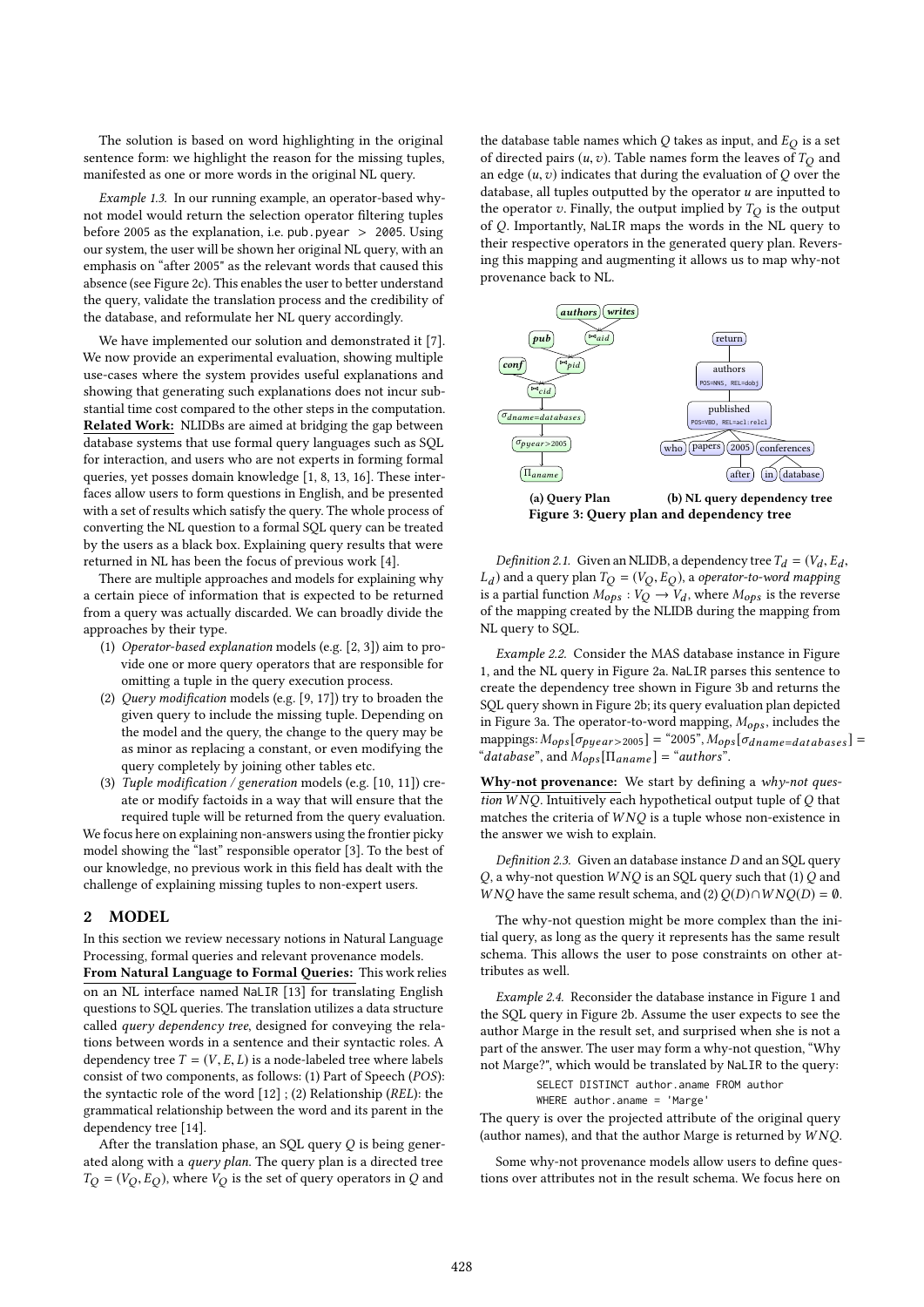The solution is based on word highlighting in the original sentence form: we highlight the reason for the missing tuples, manifested as one or more words in the original NL query.

*Example 1.3.* In our running example, an operator-based why-not model would return the selection operator filtering tuples before 2005 as the explanation, i.e. `pub.pyear > 2005`. Using our system, the user will be shown her original NL query, with an emphasis on "after 2005" as the relevant words that caused this absence (see Figure 2c). This enables the user to better understand the query, validate the translation process and the credibility of the database, and reformulate her NL query accordingly.

We have implemented our solution and demonstrated it [7]. We now provide an experimental evaluation, showing multiple use-cases where the system provides useful explanations and showing that generating such explanations does not incur substantial time cost compared to the other steps in the computation.

**Related Work:** NLIDBs are aimed at bridging the gap between database systems that use formal query languages such as SQL for interaction, and users who are not experts in forming formal queries, yet posses domain knowledge [1, 8, 13, 16]. These interfaces allow users to form questions in English, and be presented with a set of results which satisfy the query. The whole process of converting the NL question to a formal SQL query can be treated by the users as a black box. Explaining query results that were returned in NL has been the focus of previous work [4].

There are multiple approaches and models for explaining why a certain piece of information that is expected to be returned from a query was actually discarded. We can broadly divide the approaches by their type.

1. *Operator-based explanation* models (e.g. [2, 3]) aim to provide one or more query operators that are responsible for omitting a tuple in the query execution process.
2. *Query modification* models (e.g. [9, 17]) try to broaden the given query to include the missing tuple. Depending on the model and the query, the change to the query may be as minor as replacing a constant, or even modifying the query completely by joining other tables etc.
3. *Tuple modification / generation* models (e.g. [10, 11]) create or modify factoids in a way that will ensure that the required tuple will be returned from the query evaluation.

We focus here on explaining non-answers using the frontier picky model showing the "last" responsible operator [3]. To the best of our knowledge, no previous work in this field has dealt with the challenge of explaining missing tuples to non-expert users.

## 2 MODEL

In this section we review necessary notions in Natural Language Processing, formal queries and relevant provenance models.

**From Natural Language to Formal Queries:** This work relies on an NL interface named `NaLIR` [13] for translating English questions to SQL queries. The translation utilizes a data structure called *query dependency tree*, designed for conveying the relations between words in a sentence and their syntactic roles. A dependency tree $T = (V, E, L)$ is a node-labeled tree where labels consist of two components, as follows: (1) Part of Speech (*POS*): the syntactic role of the word [12] ; (2) Relationship (*REL*): the grammatical relationship between the word and its parent in the dependency tree [14].

After the translation phase, an SQL query $Q$ is being generated along with a *query plan*. The query plan is a directed tree $T_Q = (V_Q, E_Q)$, where $V_Q$ is the set of query operators in $Q$ and the database table names which $Q$ takes as input, and $E_Q$ is a set of directed pairs $(u, v)$. Table names form the leaves of $T_Q$ and an edge $(u, v)$ indicates that during the evaluation of $Q$ over the database, all tuples outputted by the operator $u$ are inputted to the operator $v$. Finally, the output implied by $T_Q$ is the output of $Q$. Importantly, `NaLIR` maps the words in the NL query to their respective operators in the generated query plan. Reversing this mapping and augmenting it allows us to map why-not provenance back to NL.

(a) Query Plan (b) NL query dependency tree

Figure 3: Query plan and dependency tree

*Definition 2.1.* Given an NLIDB, a dependency tree $T_d = (V_d, E_d, L_d)$ and a query plan $T_Q = (V_Q, E_Q)$, a *operator-to-word mapping* is a partial function $M_{ops} : V_Q \to V_d$, where $M_{ops}$ is the reverse of the mapping created by the NLIDB during the mapping from NL query to SQL.

*Example 2.2.* Consider the MAS database instance in Figure 1, and the NL query in Figure 2a. `NaLIR` parses this sentence to create the dependency tree shown in Figure 3b and returns the SQL query shown in Figure 2b; its query evaluation plan depicted in Figure 3a. The operator-to-word mapping, $M_{ops}$, includes the mappings: $M_{ops}[\sigma_{pyear>2005}]$ = "2005", $M_{ops}[\sigma_{dname=databases}]$ = "*database*", and $M_{ops}[\Pi_{aname}]$ = "*authors*".

**Why-not provenance:** We start by defining a *why-not question WNQ*. Intuitively each hypothetical output tuple of $Q$ that matches the criteria of $WNQ$ is a tuple whose non-existence in the answer we wish to explain.

*Definition 2.3.* Given an database instance $D$ and an SQL query $Q$, a why-not question $WNQ$ is an SQL query such that (1) $Q$ and $WNQ$ have the same result schema, and (2) $Q(D) \cap WNQ(D) = \emptyset$.

The why-not question might be more complex than the initial query, as long as the query it represents has the same result schema. This allows the user to pose constraints on other attributes as well.

*Example 2.4.* Reconsider the database instance in Figure 1 and the SQL query in Figure 2b. Assume the user expects to see the author Marge in the result set, and surprised when she is not a part of the answer. The user may form a why-not question, "Why not Marge?", which would be translated by `NaLIR` to the query:

```
SELECT DISTINCT author.aname FROM author
WHERE author.aname = 'Marge'
```

The query is over the projected attribute of the original query (author names), and that the author Marge is returned by $WNQ$.

Some why-not provenance models allow users to define questions over attributes not in the result schema. We focus here on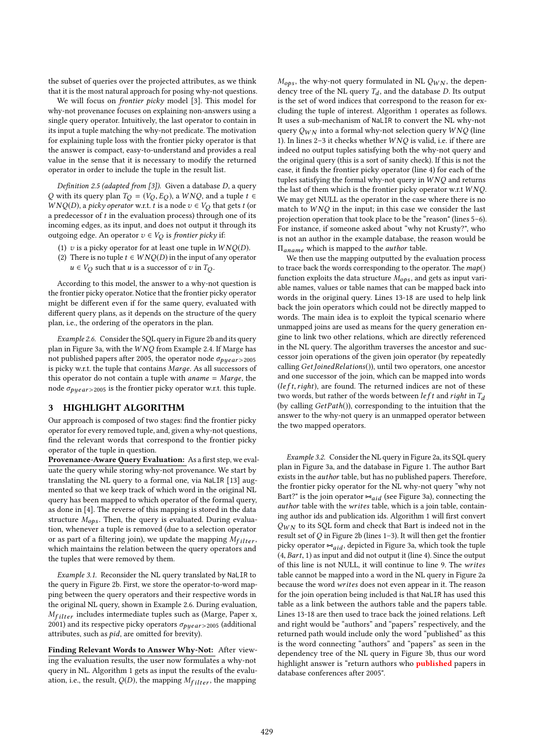the subset of queries over the projected attributes, as we think that it is the most natural approach for posing why-not questions.

We will focus on *frontier picky* model [3]. This model for why-not provenance focuses on explaining non-answers using a single query operator. Intuitively, the last operator to contain in its input a tuple matching the why-not predicate. The motivation for explaining tuple loss with the frontier picky operator is that the answer is compact, easy-to-understand and provides a real value in the sense that it is necessary to modify the returned operator in order to include the tuple in the result list.

*Definition 2.5 (adapted from [3]).* Given a database $D$, a query $Q$ with its query plan $T_Q = (V_Q, E_Q)$, a $WNQ$, and a tuple $t \in WNQ(D)$, a *picky operator* w.r.t. $t$ is a node $v \in V_Q$ that gets $t$ (or a predecessor of $t$ in the evaluation process) through one of its incoming edges, as its input, and does not output it through its outgoing edge. An operator $v \in V_Q$ is *frontier picky* if:

(1) $v$ is a picky operator for at least one tuple in $WNQ(D)$.
(2) There is no tuple $t \in WNQ(D)$ in the input of any operator $u \in V_Q$ such that $u$ is a successor of $v$ in $T_Q$.

According to this model, the answer to a why-not question is the frontier picky operator. Notice that the frontier picky operator might be different even if for the same query, evaluated with different query plans, as it depends on the structure of the query plan, i.e., the ordering of the operators in the plan.

*Example 2.6.* Consider the SQL query in Figure 2b and its query plan in Figure 3a, with the $WNQ$ from Example 2.4. If Marge has not published papers after 2005, the operator node $\sigma_{pyear>2005}$ is picky w.r.t. the tuple that contains *Marge*. As all successors of this operator do not contain a tuple with *aname* = *Marge*, the node $\sigma_{pyear>2005}$ is the frontier picky operator w.r.t. this tuple.

## 3 HIGHLIGHT ALGORITHM

Our approach is composed of two stages: find the frontier picky operator for every removed tuple, and, given a why-not questions, find the relevant words that correspond to the frontier picky operator of the tuple in question.

**Provenance-Aware Query Evaluation:** As a first step, we evaluate the query while storing why-not provenance. We start by translating the NL query to a formal one, via NaLIR [13] augmented so that we keep track of which word in the original NL query has been mapped to which operator of the formal query, as done in [4]. The reverse of this mapping is stored in the data structure $M_{ops}$. Then, the query is evaluated. During evaluation, whenever a tuple is removed (due to a selection operator or as part of a filtering join), we update the mapping $M_{filter}$, which maintains the relation between the query operators and the tuples that were removed by them.

*Example 3.1.* Reconsider the NL query translated by NaLIR to the query in Figure 2b. First, we store the operator-to-word mapping between the query operators and their respective words in the original NL query, shown in Example 2.6. During evaluation, $M_{filter}$ includes intermediate tuples such as (Marge, Paper x, 2001) and its respective picky operators $\sigma_{pyear>2005}$ (additional attributes, such as *pid*, are omitted for brevity).

**Finding Relevant Words to Answer Why-Not:** After viewing the evaluation results, the user now formulates a why-not query in NL. Algorithm 1 gets as input the results of the evaluation, i.e., the result, $Q(D)$, the mapping $M_{filter}$, the mapping $M_{ops}$, the why-not query formulated in NL $Q_{WN}$, the dependency tree of the NL query $T_d$, and the database $D$. Its output is the set of word indices that correspond to the reason for excluding the tuple of interest. Algorithm 1 operates as follows. It uses a sub-mechanism of NaLIR to convert the NL why-not query $Q_{WN}$ into a formal why-not selection query $WNQ$ (line 1). In lines 2–3 it checks whether $WNQ$ is valid, i.e. if there are indeed no output tuples satisfying both the why-not query and the original query (this is a sort of sanity check). If this is not the case, it finds the frontier picky operator (line 4) for each of the tuples satisfying the formal why-not query in $WNQ$ and returns the last of them which is the frontier picky operator w.r.t $WNQ$. We may get NULL as the operator in the case where there is no match to $WNQ$ in the input; in this case we consider the last projection operation that took place to be the "reason" (lines 5–6). For instance, if someone asked about "why not Krusty?", who is not an author in the example database, the reason would be $\Pi_{aname}$ which is mapped to the *author* table.

We then use the mapping outputted by the evaluation process to trace back the words corresponding to the operator. The *map*() function exploits the data structure $M_{ops}$, and gets as input variable names, values or table names that can be mapped back into words in the original query. Lines 13-18 are used to help link back the join operators which could not be directly mapped to words. The main idea is to exploit the typical scenario where unmapped joins are used as means for the query generation engine to link two other relations, which are directly referenced in the NL query. The algorithm traverses the ancestor and successor join operations of the given join operator (by repeatedly calling *GetJoinedRelations*()), until two operators, one ancestor and one successor of the join, which can be mapped into words ($left$, $right$), are found. The returned indices are not of these two words, but rather of the words between $left$ and $right$ in $T_d$ (by calling *GetPath*()), corresponding to the intuition that the answer to the why-not query is an unmapped operator between the two mapped operators.

*Example 3.2.* Consider the NL query in Figure 2a, its SQL query plan in Figure 3a, and the database in Figure 1. The author Bart exists in the *author* table, but has no published papers. Therefore, the frontier picky operator for the NL why-not query "why not Bart?" is the join operator $\bowtie_{aid}$ (see Figure 3a), connecting the *author* table with the *writes* table, which is a join table, containing author ids and publication ids. Algorithm 1 will first convert $Q_{WN}$ to its SQL form and check that Bart is indeed not in the result set of $Q$ in Figure 2b (lines 1–3). It will then get the frontier picky operator $\bowtie_{aid}$, depicted in Figure 3a, which took the tuple (4, *Bart*, 1) as input and did not output it (line 4). Since the output of this line is not NULL, it will continue to line 9. The *writes* table cannot be mapped into a word in the NL query in Figure 2a because the word *writes* does not even appear in it. The reason for the join operation being included is that NaLIR has used this table as a link between the authors table and the papers table. Lines 13-18 are then used to trace back the joined relations. Left and right would be "authors" and "papers" respectively, and the returned path would include only the word "published" as this is the word connecting "authors" and "papers" as seen in the dependency tree of the NL query in Figure 3b, thus our word highlight answer is "return authors who **published** papers in database conferences after 2005".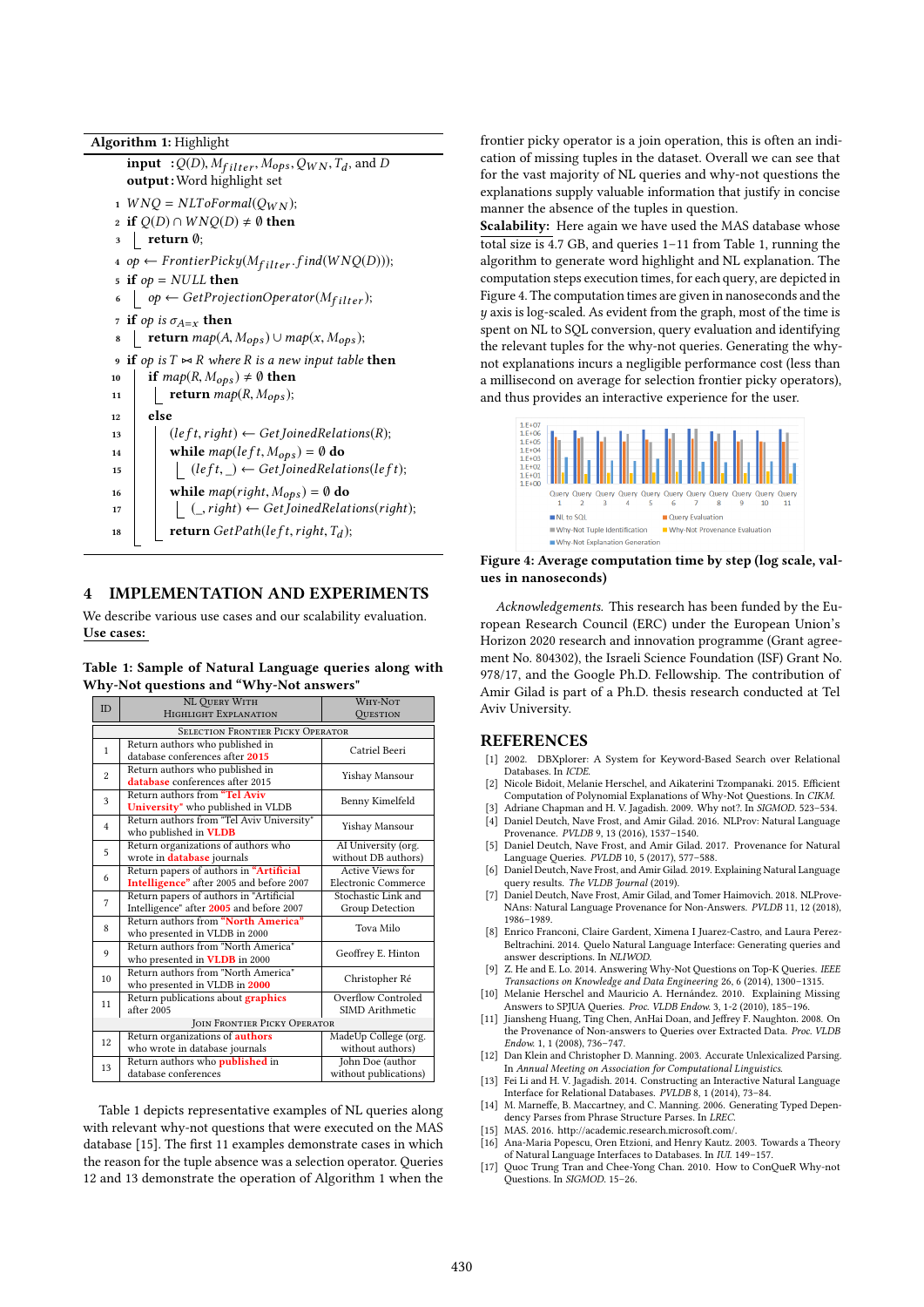**Algorithm 1:** Highlight

**input** : $Q(D)$, $M_{filter}$, $M_{ops}$, $Q_{WN}$, $T_d$, and $D$
**output**: Word highlight set

```
1  WNQ = NLToFormal(Q_WN);
2  if Q(D) ∩ WNQ(D) ≠ ∅ then
3      return ∅;
4  op ← FrontierPicky(M_filter.find(WNQ(D)));
5  if op = NULL then
6      op ← GetProjectionOperator(M_filter);
7  if op is σ_{A=x} then
8      return map(A, M_ops) ∪ map(x, M_ops);
9  if op is T ⋈ R where R is a new input table then
10     if map(R, M_ops) ≠ ∅ then
11         return map(R, M_ops);
12     else
13         (left, right) ← GetJoinedRelations(R);
14         while map(left, M_ops) = ∅ do
15             (left, _) ← GetJoinedRelations(left);
16         while map(right, M_ops) = ∅ do
17             (_, right) ← GetJoinedRelations(right);
18         return GetPath(left, right, T_d);
```

## 4 IMPLEMENTATION AND EXPERIMENTS

We describe various use cases and our scalability evaluation.

**Use cases:**

**Table 1: Sample of Natural Language queries along with Why-Not questions and "Why-Not answers"**

| ID | NL Query With Highlight Explanation | Why-Not Question |
|---|---|---|
| | Selection Frontier Picky Operator | |
| 1 | Return authors who published in database conferences after **2015** | Catriel Beeri |
| 2 | Return authors who published in **database** conferences after 2015 | Yishay Mansour |
| 3 | Return authors from **"Tel Aviv University"** who published in VLDB | Benny Kimelfeld |
| 4 | Return authors from "Tel Aviv University" who published in **VLDB** | Yishay Mansour |
| 5 | Return organizations of authors who wrote in **database** journals | AI University (org. without DB authors) |
| 6 | Return papers of authors in **"Artificial Intelligence"** after 2005 and before 2007 | Active Views for Electronic Commerce |
| 7 | Return papers of authors in "Artificial Intelligence" after **2005** and before 2007 | Stochastic Link and Group Detection |
| 8 | Return authors from **"North America"** who presented in VLDB in 2000 | Tova Milo |
| 9 | Return authors from "North America" who presented in **VLDB** in 2000 | Geoffrey E. Hinton |
| 10 | Return authors from "North America" who presented in VLDB in **2000** | Christopher Ré |
| 11 | Return publications about **graphics** after 2005 | Overflow Controled SIMD Arithmetic |
| | Join Frontier Picky Operator | |
| 12 | Return organizations of **authors** who wrote in database journals | MadeUp College (org. without authors) |
| 13 | Return authors who **published** in database conferences | John Doe (author without publications) |

Table 1 depicts representative examples of NL queries along with relevant why-not questions that were executed on the MAS database [15]. The first 11 examples demonstrate cases in which the reason for the tuple absence was a selection operator. Queries 12 and 13 demonstrate the operation of Algorithm 1 when the frontier picky operator is a join operation, this is often an indication of missing tuples in the dataset. Overall we can see that for the vast majority of NL queries and why-not questions the explanations supply valuable information that justify in concise manner the absence of the tuples in question.

**Scalability:** Here again we have used the MAS database whose total size is 4.7 GB, and queries 1–11 from Table 1, running the algorithm to generate word highlight and NL explanation. The computation steps execution times, for each query, are depicted in Figure 4. The computation times are given in nanoseconds and the $y$ axis is log-scaled. As evident from the graph, most of the time is spent on NL to SQL conversion, query evaluation and identifying the relevant tuples for the why-not queries. Generating the why-not explanations incurs a negligible performance cost (less than a millisecond on average for selection frontier picky operators), and thus provides an interactive experience for the user.

1.E+07
1.E+06
1.E+05
1.E+04
1.E+03
1.E+02
1.E+01
1.E+00
Query 1 Query 2 Query 3 Query 4 Query 5 Query 6 Query 7 Query 8 Query 9 Query 10 Query 11
NL to SQL
Query Evaluation
Why-Not Tuple Identification
Why-Not Provenance Evaluation
Why-Not Explanation Generation

**Figure 4: Average computation time by step (log scale, values in nanoseconds)**

*Acknowledgements.* This research has been funded by the European Research Council (ERC) under the European Union's Horizon 2020 research and innovation programme (Grant agreement No. 804302), the Israeli Science Foundation (ISF) Grant No. 978/17, and the Google Ph.D. Fellowship. The contribution of Amir Gilad is part of a Ph.D. thesis research conducted at Tel Aviv University.

## REFERENCES

[1] 2002. DBXplorer: A System for Keyword-Based Search over Relational Databases. In *ICDE*.
[2] Nicole Bidoit, Melanie Herschel, and Aikaterini Tzompanaki. 2015. Efficient Computation of Polynomial Explanations of Why-Not Questions. In *CIKM*.
[3] Adriane Chapman and H. V. Jagadish. 2009. Why not?. In *SIGMOD*. 523–534.
[4] Daniel Deutch, Nave Frost, and Amir Gilad. 2016. NLProv: Natural Language Provenance. *PVLDB* 9, 13 (2016), 1537–1540.
[5] Daniel Deutch, Nave Frost, and Amir Gilad. 2017. Provenance for Natural Language Queries. *PVLDB* 10, 5 (2017), 577–588.
[6] Daniel Deutch, Nave Frost, and Amir Gilad. 2019. Explaining Natural Language query results. *The VLDB Journal* (2019).
[7] Daniel Deutch, Nave Frost, Amir Gilad, and Tomer Haimovich. 2018. NLProveNAns: Natural Language Provenance for Non-Answers. *PVLDB* 11, 12 (2018), 1986–1989.
[8] Enrico Franconi, Claire Gardent, Ximena I Juarez-Castro, and Laura Perez-Beltrachini. 2014. Quelo Natural Language Interface: Generating queries and answer descriptions. In *NLIWOD*.
[9] Z. He and E. Lo. 2014. Answering Why-Not Questions on Top-K Queries. *IEEE Transactions on Knowledge and Data Engineering* 26, 6 (2014), 1300–1315.
[10] Melanie Herschel and Mauricio A. Hernández. 2010. Explaining Missing Answers to SPJUA Queries. *Proc. VLDB Endow.* 3, 1-2 (2010), 185–196.
[11] Jiansheng Huang, Ting Chen, AnHai Doan, and Jeffrey F. Naughton. 2008. On the Provenance of Non-answers to Queries over Extracted Data. *Proc. VLDB Endow.* 1, 1 (2008), 736–747.
[12] Dan Klein and Christopher D. Manning. 2003. Accurate Unlexicalized Parsing. In *Annual Meeting on Association for Computational Linguistics*.
[13] Fei Li and H. V. Jagadish. 2014. Constructing an Interactive Natural Language Interface for Relational Databases. *PVLDB* 8, 1 (2014), 73–84.
[14] M. Marneffe, B. Maccartney, and C. Manning. 2006. Generating Typed Dependency Parses from Phrase Structure Parses. In *LREC*.
[15] MAS. 2016. http://academic.research.microsoft.com/.
[16] Ana-Maria Popescu, Oren Etzioni, and Henry Kautz. 2003. Towards a Theory of Natural Language Interfaces to Databases. In *IUI*. 149–157.
[17] Quoc Trung Tran and Chee-Yong Chan. 2010. How to ConQueR Why-not Questions. In *SIGMOD*. 15–26.